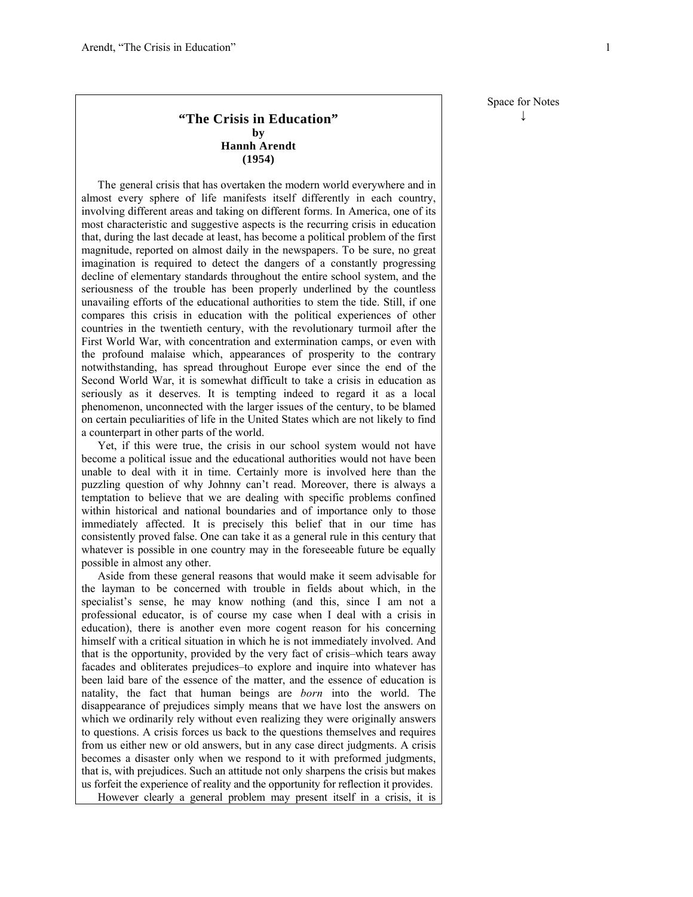# "The Crisis in Education"

**by**
**Hannh Arendt**
**(1954)**

Space for Notes
↓

The general crisis that has overtaken the modern world everywhere and in almost every sphere of life manifests itself differently in each country, involving different areas and taking on different forms. In America, one of its most characteristic and suggestive aspects is the recurring crisis in education that, during the last decade at least, has become a political problem of the first magnitude, reported on almost daily in the newspapers. To be sure, no great imagination is required to detect the dangers of a constantly progressing decline of elementary standards throughout the entire school system, and the seriousness of the trouble has been properly underlined by the countless unavailing efforts of the educational authorities to stem the tide. Still, if one compares this crisis in education with the political experiences of other countries in the twentieth century, with the revolutionary turmoil after the First World War, with concentration and extermination camps, or even with the profound malaise which, appearances of prosperity to the contrary notwithstanding, has spread throughout Europe ever since the end of the Second World War, it is somewhat difficult to take a crisis in education as seriously as it deserves. It is tempting indeed to regard it as a local phenomenon, unconnected with the larger issues of the century, to be blamed on certain peculiarities of life in the United States which are not likely to find a counterpart in other parts of the world.

Yet, if this were true, the crisis in our school system would not have become a political issue and the educational authorities would not have been unable to deal with it in time. Certainly more is involved here than the puzzling question of why Johnny can't read. Moreover, there is always a temptation to believe that we are dealing with specific problems confined within historical and national boundaries and of importance only to those immediately affected. It is precisely this belief that in our time has consistently proved false. One can take it as a general rule in this century that whatever is possible in one country may in the foreseeable future be equally possible in almost any other.

Aside from these general reasons that would make it seem advisable for the layman to be concerned with trouble in fields about which, in the specialist's sense, he may know nothing (and this, since I am not a professional educator, is of course my case when I deal with a crisis in education), there is another even more cogent reason for his concerning himself with a critical situation in which he is not immediately involved. And that is the opportunity, provided by the very fact of crisis–which tears away facades and obliterates prejudices–to explore and inquire into whatever has been laid bare of the essence of the matter, and the essence of education is natality, the fact that human beings are *born* into the world. The disappearance of prejudices simply means that we have lost the answers on which we ordinarily rely without even realizing they were originally answers to questions. A crisis forces us back to the questions themselves and requires from us either new or old answers, but in any case direct judgments. A crisis becomes a disaster only when we respond to it with preformed judgments, that is, with prejudices. Such an attitude not only sharpens the crisis but makes us forfeit the experience of reality and the opportunity for reflection it provides.

However clearly a general problem may present itself in a crisis, it is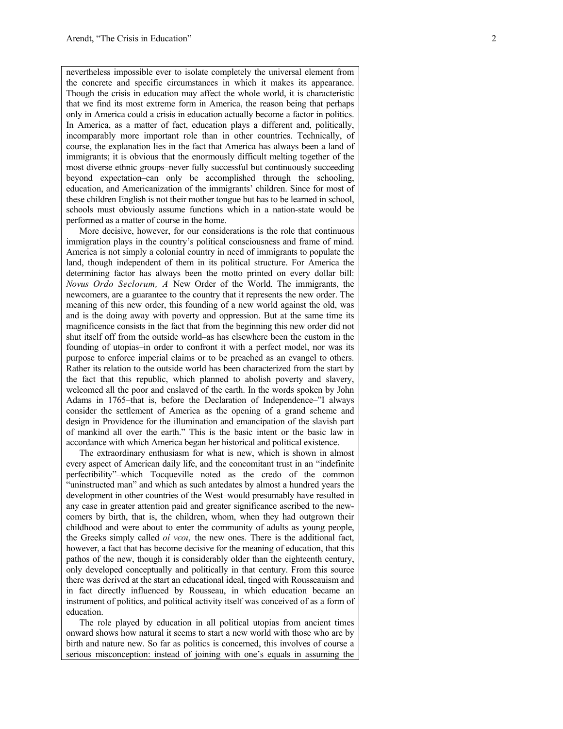nevertheless impossible ever to isolate completely the universal element from the concrete and specific circumstances in which it makes its appearance. Though the crisis in education may affect the whole world, it is characteristic that we find its most extreme form in America, the reason being that perhaps only in America could a crisis in education actually become a factor in politics. In America, as a matter of fact, education plays a different and, politically, incomparably more important role than in other countries. Technically, of course, the explanation lies in the fact that America has always been a land of immigrants; it is obvious that the enormously difficult melting together of the most diverse ethnic groups–never fully successful but continuously succeeding beyond expectation–can only be accomplished through the schooling, education, and Americanization of the immigrants' children. Since for most of these children English is not their mother tongue but has to be learned in school, schools must obviously assume functions which in a nation-state would be performed as a matter of course in the home.

More decisive, however, for our considerations is the role that continuous immigration plays in the country's political consciousness and frame of mind. America is not simply a colonial country in need of immigrants to populate the land, though independent of them in its political structure. For America the determining factor has always been the motto printed on every dollar bill: *Novus Ordo Seclorum, A* New Order of the World. The immigrants, the newcomers, are a guarantee to the country that it represents the new order. The meaning of this new order, this founding of a new world against the old, was and is the doing away with poverty and oppression. But at the same time its magnificence consists in the fact that from the beginning this new order did not shut itself off from the outside world–as has elsewhere been the custom in the founding of utopias–in order to confront it with a perfect model, nor was its purpose to enforce imperial claims or to be preached as an evangel to others. Rather its relation to the outside world has been characterized from the start by the fact that this republic, which planned to abolish poverty and slavery, welcomed all the poor and enslaved of the earth. In the words spoken by John Adams in 1765–that is, before the Declaration of Independence–"I always consider the settlement of America as the opening of a grand scheme and design in Providence for the illumination and emancipation of the slavish part of mankind all over the earth." This is the basic intent or the basic law in accordance with which America began her historical and political existence.

The extraordinary enthusiasm for what is new, which is shown in almost every aspect of American daily life, and the concomitant trust in an "indefinite perfectibility"–which Tocqueville noted as the credo of the common "uninstructed man" and which as such antedates by almost a hundred years the development in other countries of the West–would presumably have resulted in any case in greater attention paid and greater significance ascribed to the new-comers by birth, that is, the children, whom, when they had outgrown their childhood and were about to enter the community of adults as young people, the Greeks simply called *οί νεοι*, the new ones. There is the additional fact, however, a fact that has become decisive for the meaning of education, that this pathos of the new, though it is considerably older than the eighteenth century, only developed conceptually and politically in that century. From this source there was derived at the start an educational ideal, tinged with Rousseauism and in fact directly influenced by Rousseau, in which education became an instrument of politics, and political activity itself was conceived of as a form of education.

The role played by education in all political utopias from ancient times onward shows how natural it seems to start a new world with those who are by birth and nature new. So far as politics is concerned, this involves of course a serious misconception: instead of joining with one's equals in assuming the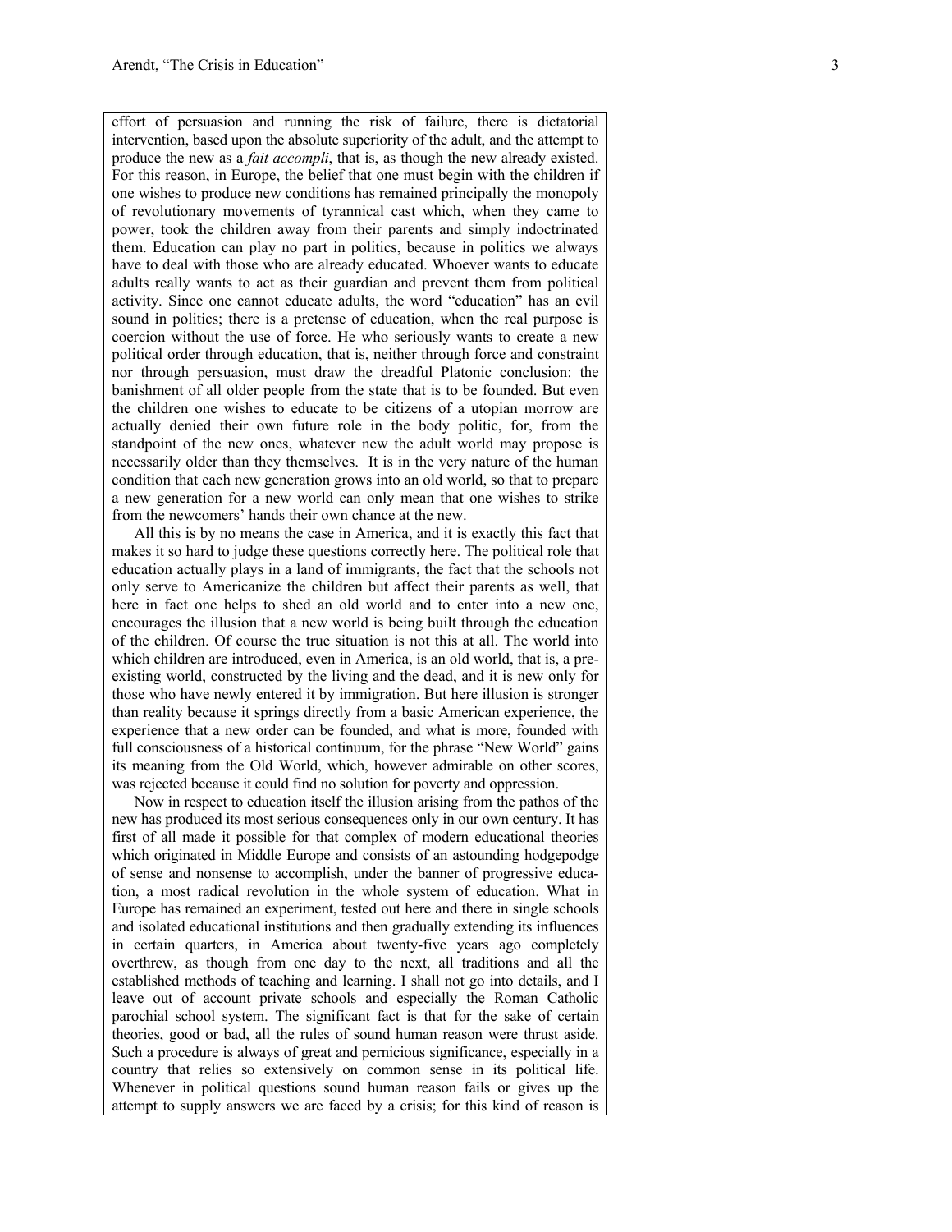effort of persuasion and running the risk of failure, there is dictatorial intervention, based upon the absolute superiority of the adult, and the attempt to produce the new as a *fait accompli*, that is, as though the new already existed. For this reason, in Europe, the belief that one must begin with the children if one wishes to produce new conditions has remained principally the monopoly of revolutionary movements of tyrannical cast which, when they came to power, took the children away from their parents and simply indoctrinated them. Education can play no part in politics, because in politics we always have to deal with those who are already educated. Whoever wants to educate adults really wants to act as their guardian and prevent them from political activity. Since one cannot educate adults, the word "education" has an evil sound in politics; there is a pretense of education, when the real purpose is coercion without the use of force. He who seriously wants to create a new political order through education, that is, neither through force and constraint nor through persuasion, must draw the dreadful Platonic conclusion: the banishment of all older people from the state that is to be founded. But even the children one wishes to educate to be citizens of a utopian morrow are actually denied their own future role in the body politic, for, from the standpoint of the new ones, whatever new the adult world may propose is necessarily older than they themselves. It is in the very nature of the human condition that each new generation grows into an old world, so that to prepare a new generation for a new world can only mean that one wishes to strike from the newcomers' hands their own chance at the new.

All this is by no means the case in America, and it is exactly this fact that makes it so hard to judge these questions correctly here. The political role that education actually plays in a land of immigrants, the fact that the schools not only serve to Americanize the children but affect their parents as well, that here in fact one helps to shed an old world and to enter into a new one, encourages the illusion that a new world is being built through the education of the children. Of course the true situation is not this at all. The world into which children are introduced, even in America, is an old world, that is, a pre-existing world, constructed by the living and the dead, and it is new only for those who have newly entered it by immigration. But here illusion is stronger than reality because it springs directly from a basic American experience, the experience that a new order can be founded, and what is more, founded with full consciousness of a historical continuum, for the phrase "New World" gains its meaning from the Old World, which, however admirable on other scores, was rejected because it could find no solution for poverty and oppression.

Now in respect to education itself the illusion arising from the pathos of the new has produced its most serious consequences only in our own century. It has first of all made it possible for that complex of modern educational theories which originated in Middle Europe and consists of an astounding hodgepodge of sense and nonsense to accomplish, under the banner of progressive education, a most radical revolution in the whole system of education. What in Europe has remained an experiment, tested out here and there in single schools and isolated educational institutions and then gradually extending its influences in certain quarters, in America about twenty-five years ago completely overthrew, as though from one day to the next, all traditions and all the established methods of teaching and learning. I shall not go into details, and I leave out of account private schools and especially the Roman Catholic parochial school system. The significant fact is that for the sake of certain theories, good or bad, all the rules of sound human reason were thrust aside. Such a procedure is always of great and pernicious significance, especially in a country that relies so extensively on common sense in its political life. Whenever in political questions sound human reason fails or gives up the attempt to supply answers we are faced by a crisis; for this kind of reason is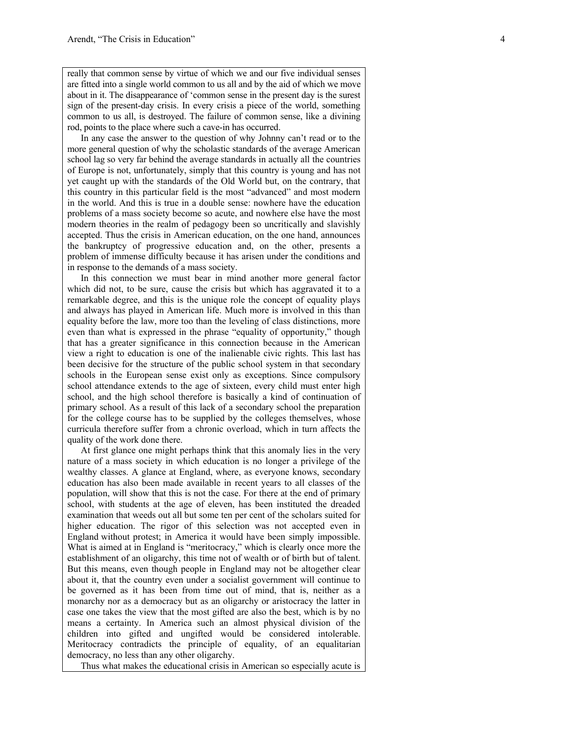really that common sense by virtue of which we and our five individual senses are fitted into a single world common to us all and by the aid of which we move about in it. The disappearance of 'common sense in the present day is the surest sign of the present-day crisis. In every crisis a piece of the world, something common to us all, is destroyed. The failure of common sense, like a divining rod, points to the place where such a cave-in has occurred.

In any case the answer to the question of why Johnny can't read or to the more general question of why the scholastic standards of the average American school lag so very far behind the average standards in actually all the countries of Europe is not, unfortunately, simply that this country is young and has not yet caught up with the standards of the Old World but, on the contrary, that this country in this particular field is the most "advanced" and most modern in the world. And this is true in a double sense: nowhere have the education problems of a mass society become so acute, and nowhere else have the most modern theories in the realm of pedagogy been so uncritically and slavishly accepted. Thus the crisis in American education, on the one hand, announces the bankruptcy of progressive education and, on the other, presents a problem of immense difficulty because it has arisen under the conditions and in response to the demands of a mass society.

In this connection we must bear in mind another more general factor which did not, to be sure, cause the crisis but which has aggravated it to a remarkable degree, and this is the unique role the concept of equality plays and always has played in American life. Much more is involved in this than equality before the law, more too than the leveling of class distinctions, more even than what is expressed in the phrase "equality of opportunity," though that has a greater significance in this connection because in the American view a right to education is one of the inalienable civic rights. This last has been decisive for the structure of the public school system in that secondary schools in the European sense exist only as exceptions. Since compulsory school attendance extends to the age of sixteen, every child must enter high school, and the high school therefore is basically a kind of continuation of primary school. As a result of this lack of a secondary school the preparation for the college course has to be supplied by the colleges themselves, whose curricula therefore suffer from a chronic overload, which in turn affects the quality of the work done there.

At first glance one might perhaps think that this anomaly lies in the very nature of a mass society in which education is no longer a privilege of the wealthy classes. A glance at England, where, as everyone knows, secondary education has also been made available in recent years to all classes of the population, will show that this is not the case. For there at the end of primary school, with students at the age of eleven, has been instituted the dreaded examination that weeds out all but some ten per cent of the scholars suited for higher education. The rigor of this selection was not accepted even in England without protest; in America it would have been simply impossible. What is aimed at in England is "meritocracy," which is clearly once more the establishment of an oligarchy, this time not of wealth or of birth but of talent. But this means, even though people in England may not be altogether clear about it, that the country even under a socialist government will continue to be governed as it has been from time out of mind, that is, neither as a monarchy nor as a democracy but as an oligarchy or aristocracy the latter in case one takes the view that the most gifted are also the best, which is by no means a certainty. In America such an almost physical division of the children into gifted and ungifted would be considered intolerable. Meritocracy contradicts the principle of equality, of an equalitarian democracy, no less than any other oligarchy.

Thus what makes the educational crisis in American so especially acute is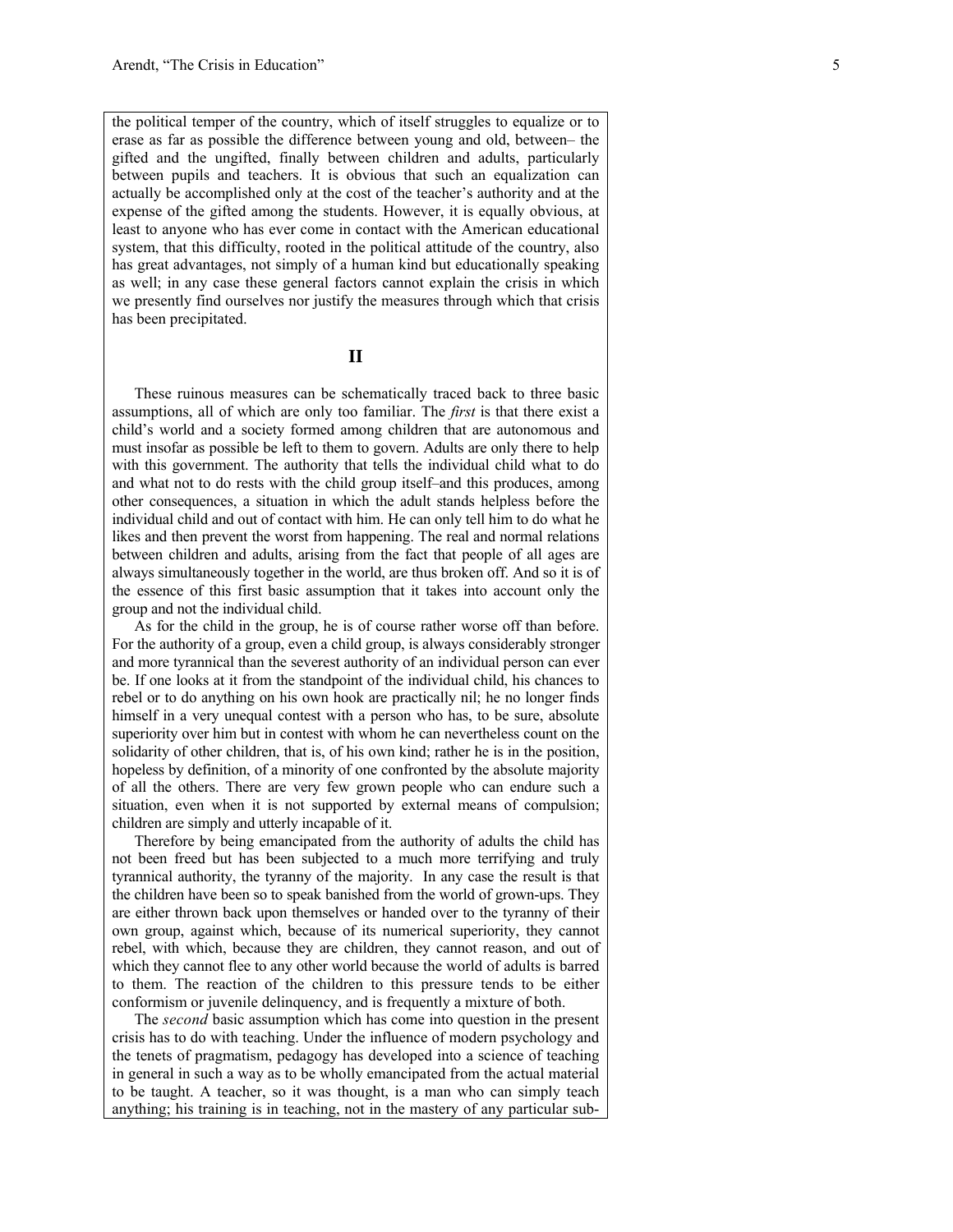the political temper of the country, which of itself struggles to equalize or to erase as far as possible the difference between young and old, between– the gifted and the ungifted, finally between children and adults, particularly between pupils and teachers. It is obvious that such an equalization can actually be accomplished only at the cost of the teacher's authority and at the expense of the gifted among the students. However, it is equally obvious, at least to anyone who has ever come in contact with the American educational system, that this difficulty, rooted in the political attitude of the country, also has great advantages, not simply of a human kind but educationally speaking as well; in any case these general factors cannot explain the crisis in which we presently find ourselves nor justify the measures through which that crisis has been precipitated.

## II

These ruinous measures can be schematically traced back to three basic assumptions, all of which are only too familiar. The *first* is that there exist a child's world and a society formed among children that are autonomous and must insofar as possible be left to them to govern. Adults are only there to help with this government. The authority that tells the individual child what to do and what not to do rests with the child group itself–and this produces, among other consequences, a situation in which the adult stands helpless before the individual child and out of contact with him. He can only tell him to do what he likes and then prevent the worst from happening. The real and normal relations between children and adults, arising from the fact that people of all ages are always simultaneously together in the world, are thus broken off. And so it is of the essence of this first basic assumption that it takes into account only the group and not the individual child.

As for the child in the group, he is of course rather worse off than before. For the authority of a group, even a child group, is always considerably stronger and more tyrannical than the severest authority of an individual person can ever be. If one looks at it from the standpoint of the individual child, his chances to rebel or to do anything on his own hook are practically nil; he no longer finds himself in a very unequal contest with a person who has, to be sure, absolute superiority over him but in contest with whom he can nevertheless count on the solidarity of other children, that is, of his own kind; rather he is in the position, hopeless by definition, of a minority of one confronted by the absolute majority of all the others. There are very few grown people who can endure such a situation, even when it is not supported by external means of compulsion; children are simply and utterly incapable of it.

Therefore by being emancipated from the authority of adults the child has not been freed but has been subjected to a much more terrifying and truly tyrannical authority, the tyranny of the majority. In any case the result is that the children have been so to speak banished from the world of grown-ups. They are either thrown back upon themselves or handed over to the tyranny of their own group, against which, because of its numerical superiority, they cannot rebel, with which, because they are children, they cannot reason, and out of which they cannot flee to any other world because the world of adults is barred to them. The reaction of the children to this pressure tends to be either conformism or juvenile delinquency, and is frequently a mixture of both.

The *second* basic assumption which has come into question in the present crisis has to do with teaching. Under the influence of modern psychology and the tenets of pragmatism, pedagogy has developed into a science of teaching in general in such a way as to be wholly emancipated from the actual material to be taught. A teacher, so it was thought, is a man who can simply teach anything; his training is in teaching, not in the mastery of any particular sub-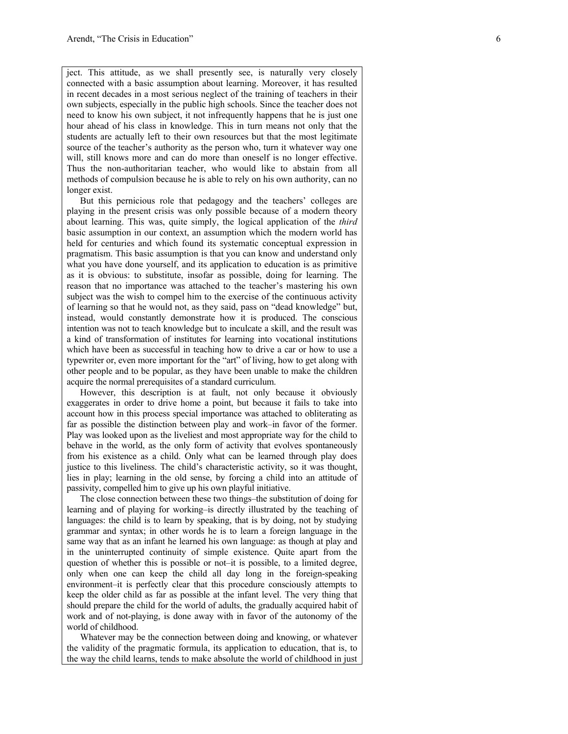ject. This attitude, as we shall presently see, is naturally very closely connected with a basic assumption about learning. Moreover, it has resulted in recent decades in a most serious neglect of the training of teachers in their own subjects, especially in the public high schools. Since the teacher does not need to know his own subject, it not infrequently happens that he is just one hour ahead of his class in knowledge. This in turn means not only that the students are actually left to their own resources but that the most legitimate source of the teacher's authority as the person who, turn it whatever way one will, still knows more and can do more than oneself is no longer effective. Thus the non-authoritarian teacher, who would like to abstain from all methods of compulsion because he is able to rely on his own authority, can no longer exist.

But this pernicious role that pedagogy and the teachers' colleges are playing in the present crisis was only possible because of a modern theory about learning. This was, quite simply, the logical application of the *third* basic assumption in our context, an assumption which the modern world has held for centuries and which found its systematic conceptual expression in pragmatism. This basic assumption is that you can know and understand only what you have done yourself, and its application to education is as primitive as it is obvious: to substitute, insofar as possible, doing for learning. The reason that no importance was attached to the teacher's mastering his own subject was the wish to compel him to the exercise of the continuous activity of learning so that he would not, as they said, pass on "dead knowledge" but, instead, would constantly demonstrate how it is produced. The conscious intention was not to teach knowledge but to inculcate a skill, and the result was a kind of transformation of institutes for learning into vocational institutions which have been as successful in teaching how to drive a car or how to use a typewriter or, even more important for the "art" of living, how to get along with other people and to be popular, as they have been unable to make the children acquire the normal prerequisites of a standard curriculum.

However, this description is at fault, not only because it obviously exaggerates in order to drive home a point, but because it fails to take into account how in this process special importance was attached to obliterating as far as possible the distinction between play and work–in favor of the former. Play was looked upon as the liveliest and most appropriate way for the child to behave in the world, as the only form of activity that evolves spontaneously from his existence as a child. Only what can be learned through play does justice to this liveliness. The child's characteristic activity, so it was thought, lies in play; learning in the old sense, by forcing a child into an attitude of passivity, compelled him to give up his own playful initiative.

The close connection between these two things–the substitution of doing for learning and of playing for working–is directly illustrated by the teaching of languages: the child is to learn by speaking, that is by doing, not by studying grammar and syntax; in other words he is to learn a foreign language in the same way that as an infant he learned his own language: as though at play and in the uninterrupted continuity of simple existence. Quite apart from the question of whether this is possible or not–it is possible, to a limited degree, only when one can keep the child all day long in the foreign-speaking environment–it is perfectly clear that this procedure consciously attempts to keep the older child as far as possible at the infant level. The very thing that should prepare the child for the world of adults, the gradually acquired habit of work and of not-playing, is done away with in favor of the autonomy of the world of childhood.

Whatever may be the connection between doing and knowing, or whatever the validity of the pragmatic formula, its application to education, that is, to the way the child learns, tends to make absolute the world of childhood in just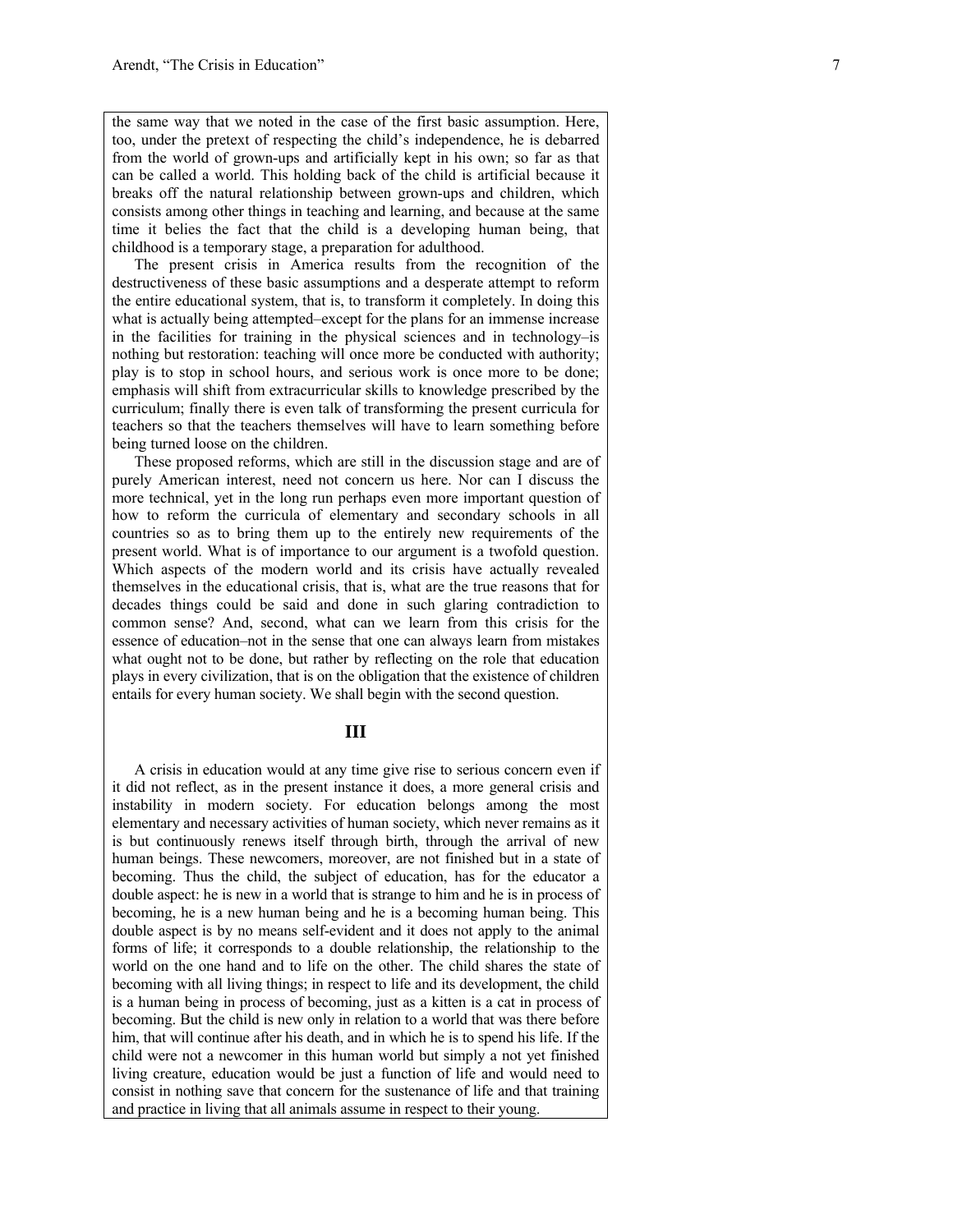the same way that we noted in the case of the first basic assumption. Here, too, under the pretext of respecting the child's independence, he is debarred from the world of grown-ups and artificially kept in his own; so far as that can be called a world. This holding back of the child is artificial because it breaks off the natural relationship between grown-ups and children, which consists among other things in teaching and learning, and because at the same time it belies the fact that the child is a developing human being, that childhood is a temporary stage, a preparation for adulthood.

The present crisis in America results from the recognition of the destructiveness of these basic assumptions and a desperate attempt to reform the entire educational system, that is, to transform it completely. In doing this what is actually being attempted–except for the plans for an immense increase in the facilities for training in the physical sciences and in technology–is nothing but restoration: teaching will once more be conducted with authority; play is to stop in school hours, and serious work is once more to be done; emphasis will shift from extracurricular skills to knowledge prescribed by the curriculum; finally there is even talk of transforming the present curricula for teachers so that the teachers themselves will have to learn something before being turned loose on the children.

These proposed reforms, which are still in the discussion stage and are of purely American interest, need not concern us here. Nor can I discuss the more technical, yet in the long run perhaps even more important question of how to reform the curricula of elementary and secondary schools in all countries so as to bring them up to the entirely new requirements of the present world. What is of importance to our argument is a twofold question. Which aspects of the modern world and its crisis have actually revealed themselves in the educational crisis, that is, what are the true reasons that for decades things could be said and done in such glaring contradiction to common sense? And, second, what can we learn from this crisis for the essence of education–not in the sense that one can always learn from mistakes what ought not to be done, but rather by reflecting on the role that education plays in every civilization, that is on the obligation that the existence of children entails for every human society. We shall begin with the second question.

## III

A crisis in education would at any time give rise to serious concern even if it did not reflect, as in the present instance it does, a more general crisis and instability in modern society. For education belongs among the most elementary and necessary activities of human society, which never remains as it is but continuously renews itself through birth, through the arrival of new human beings. These newcomers, moreover, are not finished but in a state of becoming. Thus the child, the subject of education, has for the educator a double aspect: he is new in a world that is strange to him and he is in process of becoming, he is a new human being and he is a becoming human being. This double aspect is by no means self-evident and it does not apply to the animal forms of life; it corresponds to a double relationship, the relationship to the world on the one hand and to life on the other. The child shares the state of becoming with all living things; in respect to life and its development, the child is a human being in process of becoming, just as a kitten is a cat in process of becoming. But the child is new only in relation to a world that was there before him, that will continue after his death, and in which he is to spend his life. If the child were not a newcomer in this human world but simply a not yet finished living creature, education would be just a function of life and would need to consist in nothing save that concern for the sustenance of life and that training and practice in living that all animals assume in respect to their young.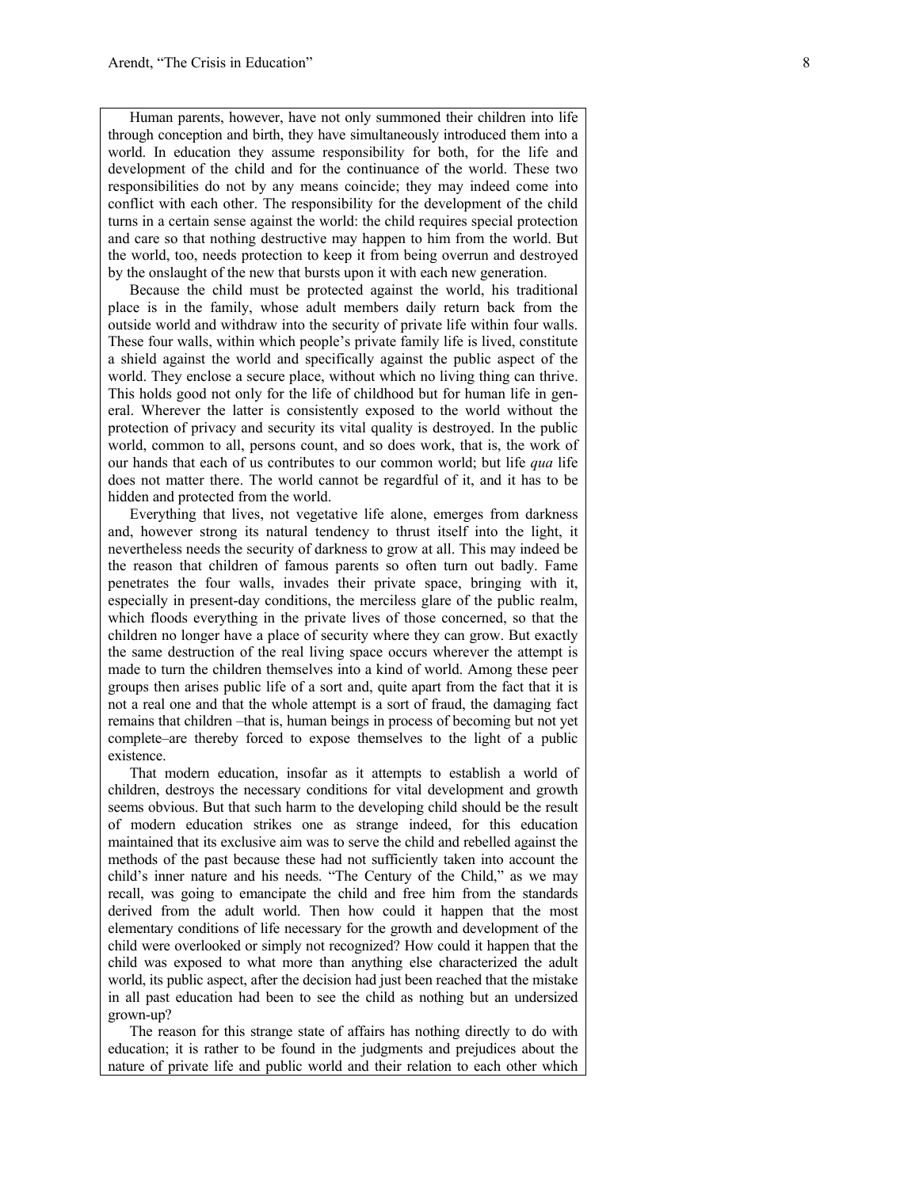Human parents, however, have not only summoned their children into life through conception and birth, they have simultaneously introduced them into a world. In education they assume responsibility for both, for the life and development of the child and for the continuance of the world. These two responsibilities do not by any means coincide; they may indeed come into conflict with each other. The responsibility for the development of the child turns in a certain sense against the world: the child requires special protection and care so that nothing destructive may happen to him from the world. But the world, too, needs protection to keep it from being overrun and destroyed by the onslaught of the new that bursts upon it with each new generation.

Because the child must be protected against the world, his traditional place is in the family, whose adult members daily return back from the outside world and withdraw into the security of private life within four walls. These four walls, within which people's private family life is lived, constitute a shield against the world and specifically against the public aspect of the world. They enclose a secure place, without which no living thing can thrive. This holds good not only for the life of childhood but for human life in general. Wherever the latter is consistently exposed to the world without the protection of privacy and security its vital quality is destroyed. In the public world, common to all, persons count, and so does work, that is, the work of our hands that each of us contributes to our common world; but life *qua* life does not matter there. The world cannot be regardful of it, and it has to be hidden and protected from the world.

Everything that lives, not vegetative life alone, emerges from darkness and, however strong its natural tendency to thrust itself into the light, it nevertheless needs the security of darkness to grow at all. This may indeed be the reason that children of famous parents so often turn out badly. Fame penetrates the four walls, invades their private space, bringing with it, especially in present-day conditions, the merciless glare of the public realm, which floods everything in the private lives of those concerned, so that the children no longer have a place of security where they can grow. But exactly the same destruction of the real living space occurs wherever the attempt is made to turn the children themselves into a kind of world. Among these peer groups then arises public life of a sort and, quite apart from the fact that it is not a real one and that the whole attempt is a sort of fraud, the damaging fact remains that children –that is, human beings in process of becoming but not yet complete– are thereby forced to expose themselves to the light of a public existence.

That modern education, insofar as it attempts to establish a world of children, destroys the necessary conditions for vital development and growth seems obvious. But that such harm to the developing child should be the result of modern education strikes one as strange indeed, for this education maintained that its exclusive aim was to serve the child and rebelled against the methods of the past because these had not sufficiently taken into account the child's inner nature and his needs. "The Century of the Child," as we may recall, was going to emancipate the child and free him from the standards derived from the adult world. Then how could it happen that the most elementary conditions of life necessary for the growth and development of the child were overlooked or simply not recognized? How could it happen that the child was exposed to what more than anything else characterized the adult world, its public aspect, after the decision had just been reached that the mistake in all past education had been to see the child as nothing but an undersized grown-up?

The reason for this strange state of affairs has nothing directly to do with education; it is rather to be found in the judgments and prejudices about the nature of private life and public world and their relation to each other which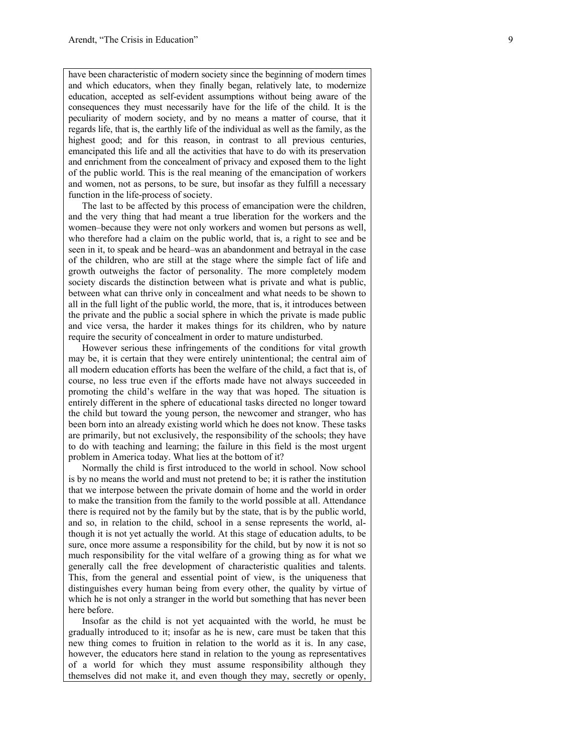have been characteristic of modern society since the beginning of modern times and which educators, when they finally began, relatively late, to modernize education, accepted as self-evident assumptions without being aware of the consequences they must necessarily have for the life of the child. It is the peculiarity of modern society, and by no means a matter of course, that it regards life, that is, the earthly life of the individual as well as the family, as the highest good; and for this reason, in contrast to all previous centuries, emancipated this life and all the activities that have to do with its preservation and enrichment from the concealment of privacy and exposed them to the light of the public world. This is the real meaning of the emancipation of workers and women, not as persons, to be sure, but insofar as they fulfill a necessary function in the life-process of society.

The last to be affected by this process of emancipation were the children, and the very thing that had meant a true liberation for the workers and the women–because they were not only workers and women but persons as well, who therefore had a claim on the public world, that is, a right to see and be seen in it, to speak and be heard–was an abandonment and betrayal in the case of the children, who are still at the stage where the simple fact of life and growth outweighs the factor of personality. The more completely modem society discards the distinction between what is private and what is public, between what can thrive only in concealment and what needs to be shown to all in the full light of the public world, the more, that is, it introduces between the private and the public a social sphere in which the private is made public and vice versa, the harder it makes things for its children, who by nature require the security of concealment in order to mature undisturbed.

However serious these infringements of the conditions for vital growth may be, it is certain that they were entirely unintentional; the central aim of all modern education efforts has been the welfare of the child, a fact that is, of course, no less true even if the efforts made have not always succeeded in promoting the child's welfare in the way that was hoped. The situation is entirely different in the sphere of educational tasks directed no longer toward the child but toward the young person, the newcomer and stranger, who has been born into an already existing world which he does not know. These tasks are primarily, but not exclusively, the responsibility of the schools; they have to do with teaching and learning; the failure in this field is the most urgent problem in America today. What lies at the bottom of it?

Normally the child is first introduced to the world in school. Now school is by no means the world and must not pretend to be; it is rather the institution that we interpose between the private domain of home and the world in order to make the transition from the family to the world possible at all. Attendance there is required not by the family but by the state, that is by the public world, and so, in relation to the child, school in a sense represents the world, although it is not yet actually the world. At this stage of education adults, to be sure, once more assume a responsibility for the child, but by now it is not so much responsibility for the vital welfare of a growing thing as for what we generally call the free development of characteristic qualities and talents. This, from the general and essential point of view, is the uniqueness that distinguishes every human being from every other, the quality by virtue of which he is not only a stranger in the world but something that has never been here before.

Insofar as the child is not yet acquainted with the world, he must be gradually introduced to it; insofar as he is new, care must be taken that this new thing comes to fruition in relation to the world as it is. In any case, however, the educators here stand in relation to the young as representatives of a world for which they must assume responsibility although they themselves did not make it, and even though they may, secretly or openly,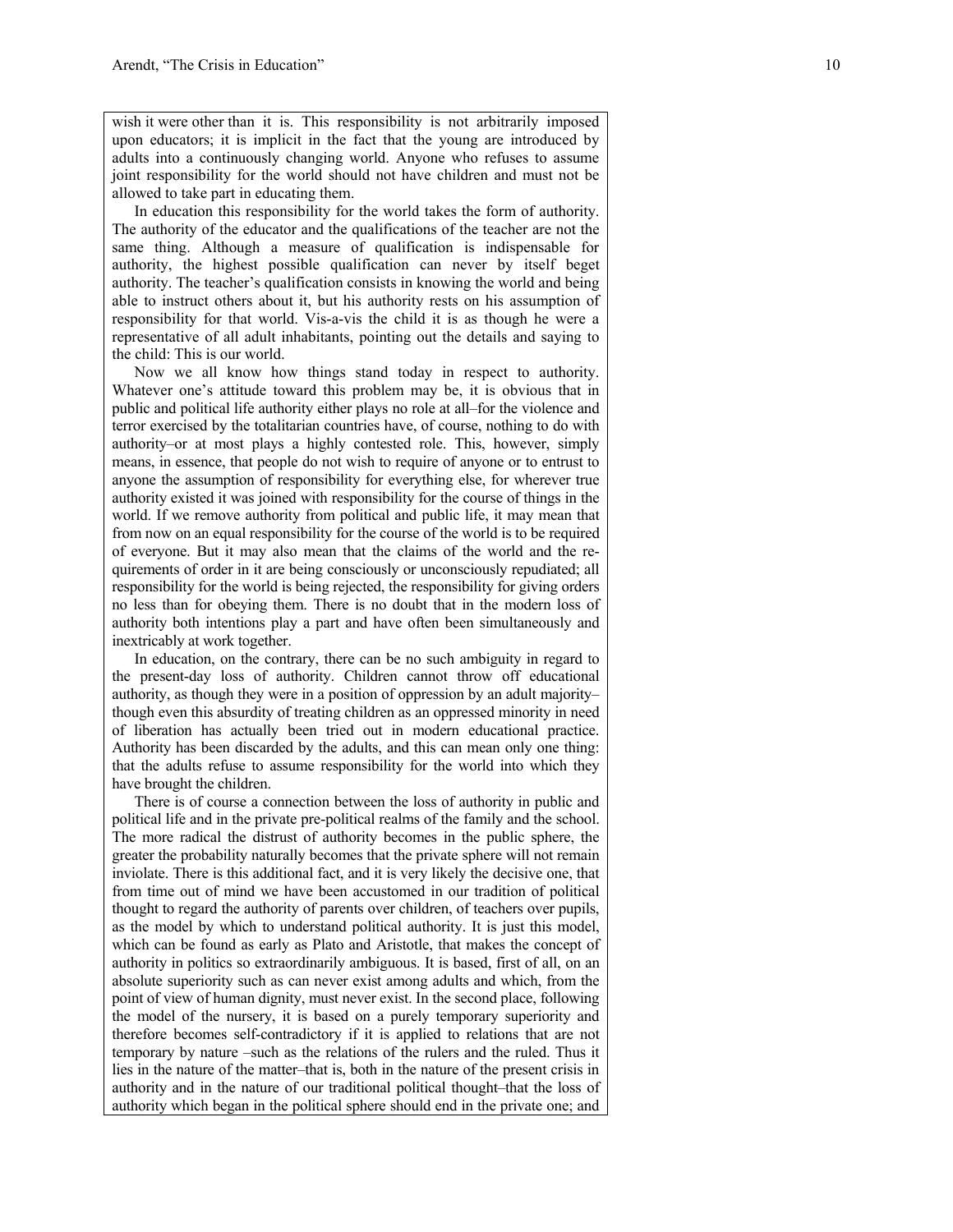wish it were other than it is. This responsibility is not arbitrarily imposed upon educators; it is implicit in the fact that the young are introduced by adults into a continuously changing world. Anyone who refuses to assume joint responsibility for the world should not have children and must not be allowed to take part in educating them.

In education this responsibility for the world takes the form of authority. The authority of the educator and the qualifications of the teacher are not the same thing. Although a measure of qualification is indispensable for authority, the highest possible qualification can never by itself beget authority. The teacher's qualification consists in knowing the world and being able to instruct others about it, but his authority rests on his assumption of responsibility for that world. Vis-a-vis the child it is as though he were a representative of all adult inhabitants, pointing out the details and saying to the child: This is our world.

Now we all know how things stand today in respect to authority. Whatever one's attitude toward this problem may be, it is obvious that in public and political life authority either plays no role at all–for the violence and terror exercised by the totalitarian countries have, of course, nothing to do with authority–or at most plays a highly contested role. This, however, simply means, in essence, that people do not wish to require of anyone or to entrust to anyone the assumption of responsibility for everything else, for wherever true authority existed it was joined with responsibility for the course of things in the world. If we remove authority from political and public life, it may mean that from now on an equal responsibility for the course of the world is to be required of everyone. But it may also mean that the claims of the world and the requirements of order in it are being consciously or unconsciously repudiated; all responsibility for the world is being rejected, the responsibility for giving orders no less than for obeying them. There is no doubt that in the modern loss of authority both intentions play a part and have often been simultaneously and inextricably at work together.

In education, on the contrary, there can be no such ambiguity in regard to the present-day loss of authority. Children cannot throw off educational authority, as though they were in a position of oppression by an adult majority–though even this absurdity of treating children as an oppressed minority in need of liberation has actually been tried out in modern educational practice. Authority has been discarded by the adults, and this can mean only one thing: that the adults refuse to assume responsibility for the world into which they have brought the children.

There is of course a connection between the loss of authority in public and political life and in the private pre-political realms of the family and the school. The more radical the distrust of authority becomes in the public sphere, the greater the probability naturally becomes that the private sphere will not remain inviolate. There is this additional fact, and it is very likely the decisive one, that from time out of mind we have been accustomed in our tradition of political thought to regard the authority of parents over children, of teachers over pupils, as the model by which to understand political authority. It is just this model, which can be found as early as Plato and Aristotle, that makes the concept of authority in politics so extraordinarily ambiguous. It is based, first of all, on an absolute superiority such as can never exist among adults and which, from the point of view of human dignity, must never exist. In the second place, following the model of the nursery, it is based on a purely temporary superiority and therefore becomes self-contradictory if it is applied to relations that are not temporary by nature –such as the relations of the rulers and the ruled. Thus it lies in the nature of the matter–that is, both in the nature of the present crisis in authority and in the nature of our traditional political thought–that the loss of authority which began in the political sphere should end in the private one; and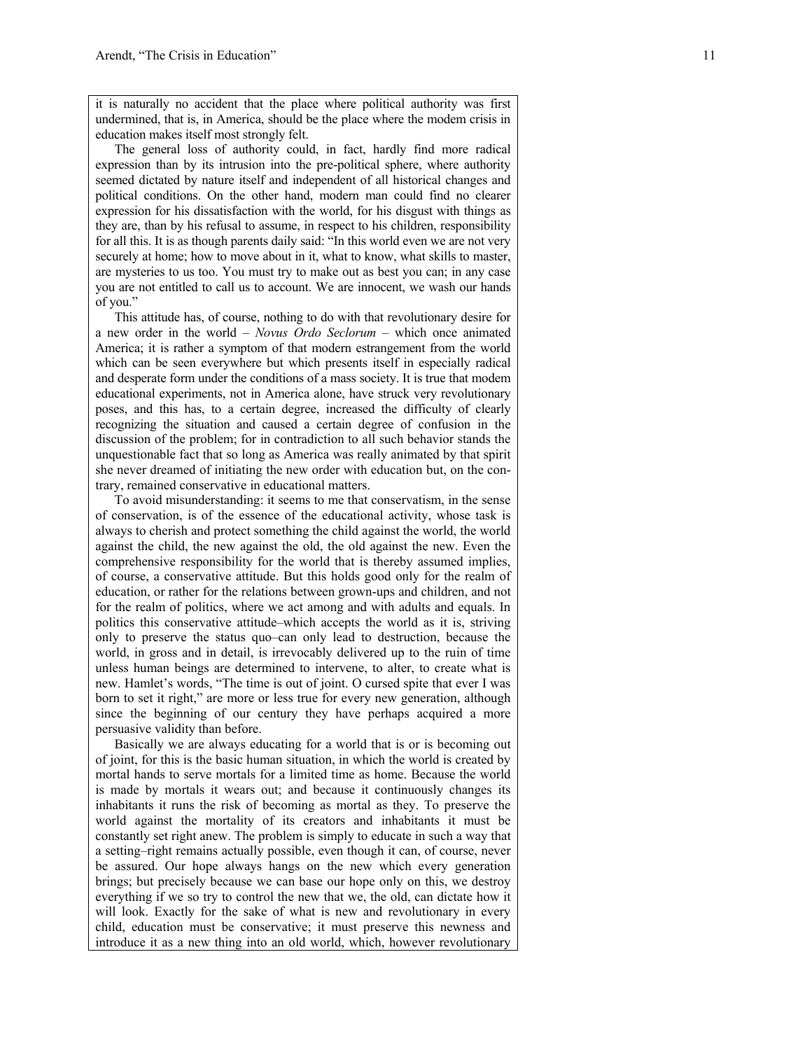it is naturally no accident that the place where political authority was first undermined, that is, in America, should be the place where the modem crisis in education makes itself most strongly felt.

The general loss of authority could, in fact, hardly find more radical expression than by its intrusion into the pre-political sphere, where authority seemed dictated by nature itself and independent of all historical changes and political conditions. On the other hand, modern man could find no clearer expression for his dissatisfaction with the world, for his disgust with things as they are, than by his refusal to assume, in respect to his children, responsibility for all this. It is as though parents daily said: "In this world even we are not very securely at home; how to move about in it, what to know, what skills to master, are mysteries to us too. You must try to make out as best you can; in any case you are not entitled to call us to account. We are innocent, we wash our hands of you."

This attitude has, of course, nothing to do with that revolutionary desire for a new order in the world – *Novus Ordo Seclorum* – which once animated America; it is rather a symptom of that modern estrangement from the world which can be seen everywhere but which presents itself in especially radical and desperate form under the conditions of a mass society. It is true that modem educational experiments, not in America alone, have struck very revolutionary poses, and this has, to a certain degree, increased the difficulty of clearly recognizing the situation and caused a certain degree of confusion in the discussion of the problem; for in contradiction to all such behavior stands the unquestionable fact that so long as America was really animated by that spirit she never dreamed of initiating the new order with education but, on the contrary, remained conservative in educational matters.

To avoid misunderstanding: it seems to me that conservatism, in the sense of conservation, is of the essence of the educational activity, whose task is always to cherish and protect something the child against the world, the world against the child, the new against the old, the old against the new. Even the comprehensive responsibility for the world that is thereby assumed implies, of course, a conservative attitude. But this holds good only for the realm of education, or rather for the relations between grown-ups and children, and not for the realm of politics, where we act among and with adults and equals. In politics this conservative attitude–which accepts the world as it is, striving only to preserve the status quo–can only lead to destruction, because the world, in gross and in detail, is irrevocably delivered up to the ruin of time unless human beings are determined to intervene, to alter, to create what is new. Hamlet's words, "The time is out of joint. O cursed spite that ever I was born to set it right," are more or less true for every new generation, although since the beginning of our century they have perhaps acquired a more persuasive validity than before.

Basically we are always educating for a world that is or is becoming out of joint, for this is the basic human situation, in which the world is created by mortal hands to serve mortals for a limited time as home. Because the world is made by mortals it wears out; and because it continuously changes its inhabitants it runs the risk of becoming as mortal as they. To preserve the world against the mortality of its creators and inhabitants it must be constantly set right anew. The problem is simply to educate in such a way that a setting–right remains actually possible, even though it can, of course, never be assured. Our hope always hangs on the new which every generation brings; but precisely because we can base our hope only on this, we destroy everything if we so try to control the new that we, the old, can dictate how it will look. Exactly for the sake of what is new and revolutionary in every child, education must be conservative; it must preserve this newness and introduce it as a new thing into an old world, which, however revolutionary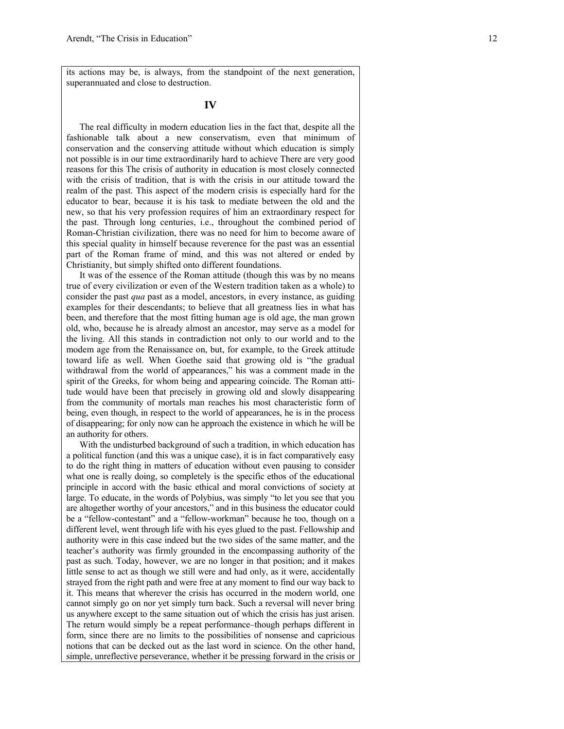its actions may be, is always, from the standpoint of the next generation, superannuated and close to destruction.

## IV

The real difficulty in modern education lies in the fact that, despite all the fashionable talk about a new conservatism, even that minimum of conservation and the conserving attitude without which education is simply not possible is in our time extraordinarily hard to achieve There are very good reasons for this The crisis of authority in education is most closely connected with the crisis of tradition, that is with the crisis in our attitude toward the realm of the past. This aspect of the modern crisis is especially hard for the educator to bear, because it is his task to mediate between the old and the new, so that his very profession requires of him an extraordinary respect for the past. Through long centuries, i.e., throughout the combined period of Roman-Christian civilization, there was no need for him to become aware of this special quality in himself because reverence for the past was an essential part of the Roman frame of mind, and this was not altered or ended by Christianity, but simply shifted onto different foundations.

It was of the essence of the Roman attitude (though this was by no means true of every civilization or even of the Western tradition taken as a whole) to consider the past *qua* past as a model, ancestors, in every instance, as guiding examples for their descendants; to believe that all greatness lies in what has been, and therefore that the most fitting human age is old age, the man grown old, who, because he is already almost an ancestor, may serve as a model for the living. All this stands in contradiction not only to our world and to the modem age from the Renaissance on, but, for example, to the Greek attitude toward life as well. When Goethe said that growing old is "the gradual withdrawal from the world of appearances," his was a comment made in the spirit of the Greeks, for whom being and appearing coincide. The Roman attitude would have been that precisely in growing old and slowly disappearing from the community of mortals man reaches his most characteristic form of being, even though, in respect to the world of appearances, he is in the process of disappearing; for only now can he approach the existence in which he will be an authority for others.

With the undisturbed background of such a tradition, in which education has a political function (and this was a unique case), it is in fact comparatively easy to do the right thing in matters of education without even pausing to consider what one is really doing, so completely is the specific ethos of the educational principle in accord with the basic ethical and moral convictions of society at large. To educate, in the words of Polybius, was simply "to let you see that you are altogether worthy of your ancestors," and in this business the educator could be a "fellow-contestant" and a "fellow-workman" because he too, though on a different level, went through life with his eyes glued to the past. Fellowship and authority were in this case indeed but the two sides of the same matter, and the teacher's authority was firmly grounded in the encompassing authority of the past as such. Today, however, we are no longer in that position; and it makes little sense to act as though we still were and had only, as it were, accidentally strayed from the right path and were free at any moment to find our way back to it. This means that wherever the crisis has occurred in the modern world, one cannot simply go on nor yet simply turn back. Such a reversal will never bring us anywhere except to the same situation out of which the crisis has just arisen. The return would simply be a repeat performance–though perhaps different in form, since there are no limits to the possibilities of nonsense and capricious notions that can be decked out as the last word in science. On the other hand, simple, unreflective perseverance, whether it be pressing forward in the crisis or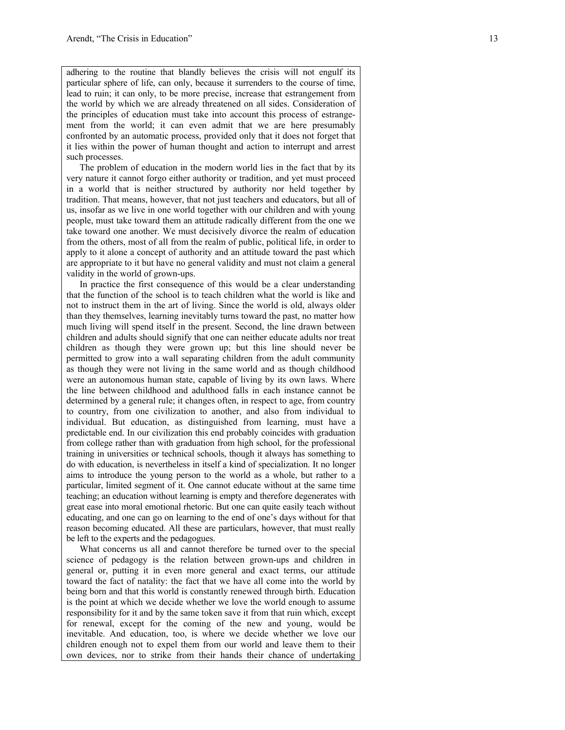adhering to the routine that blandly believes the crisis will not engulf its particular sphere of life, can only, because it surrenders to the course of time, lead to ruin; it can only, to be more precise, increase that estrangement from the world by which we are already threatened on all sides. Consideration of the principles of education must take into account this process of estrangement from the world; it can even admit that we are here presumably confronted by an automatic process, provided only that it does not forget that it lies within the power of human thought and action to interrupt and arrest such processes.

The problem of education in the modern world lies in the fact that by its very nature it cannot forgo either authority or tradition, and yet must proceed in a world that is neither structured by authority nor held together by tradition. That means, however, that not just teachers and educators, but all of us, insofar as we live in one world together with our children and with young people, must take toward them an attitude radically different from the one we take toward one another. We must decisively divorce the realm of education from the others, most of all from the realm of public, political life, in order to apply to it alone a concept of authority and an attitude toward the past which are appropriate to it but have no general validity and must not claim a general validity in the world of grown-ups.

In practice the first consequence of this would be a clear understanding that the function of the school is to teach children what the world is like and not to instruct them in the art of living. Since the world is old, always older than they themselves, learning inevitably turns toward the past, no matter how much living will spend itself in the present. Second, the line drawn between children and adults should signify that one can neither educate adults nor treat children as though they were grown up; but this line should never be permitted to grow into a wall separating children from the adult community as though they were not living in the same world and as though childhood were an autonomous human state, capable of living by its own laws. Where the line between childhood and adulthood falls in each instance cannot be determined by a general rule; it changes often, in respect to age, from country to country, from one civilization to another, and also from individual to individual. But education, as distinguished from learning, must have a predictable end. In our civilization this end probably coincides with graduation from college rather than with graduation from high school, for the professional training in universities or technical schools, though it always has something to do with education, is nevertheless in itself a kind of specialization. It no longer aims to introduce the young person to the world as a whole, but rather to a particular, limited segment of it. One cannot educate without at the same time teaching; an education without learning is empty and therefore degenerates with great ease into moral emotional rhetoric. But one can quite easily teach without educating, and one can go on learning to the end of one's days without for that reason becoming educated. All these are particulars, however, that must really be left to the experts and the pedagogues.

What concerns us all and cannot therefore be turned over to the special science of pedagogy is the relation between grown-ups and children in general or, putting it in even more general and exact terms, our attitude toward the fact of natality: the fact that we have all come into the world by being born and that this world is constantly renewed through birth. Education is the point at which we decide whether we love the world enough to assume responsibility for it and by the same token save it from that ruin which, except for renewal, except for the coming of the new and young, would be inevitable. And education, too, is where we decide whether we love our children enough not to expel them from our world and leave them to their own devices, nor to strike from their hands their chance of undertaking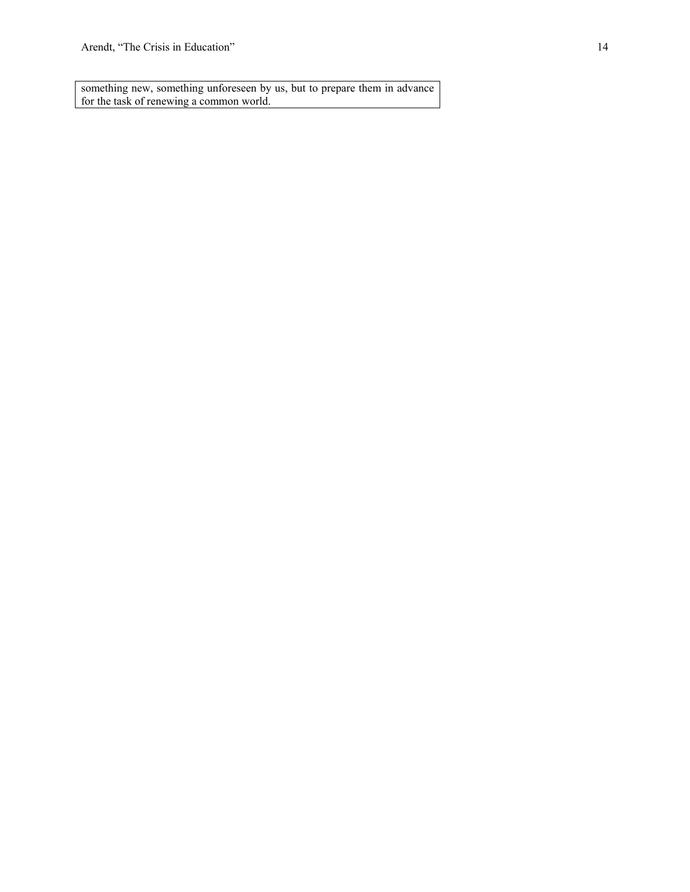something new, something unforeseen by us, but to prepare them in advance for the task of renewing a common world.